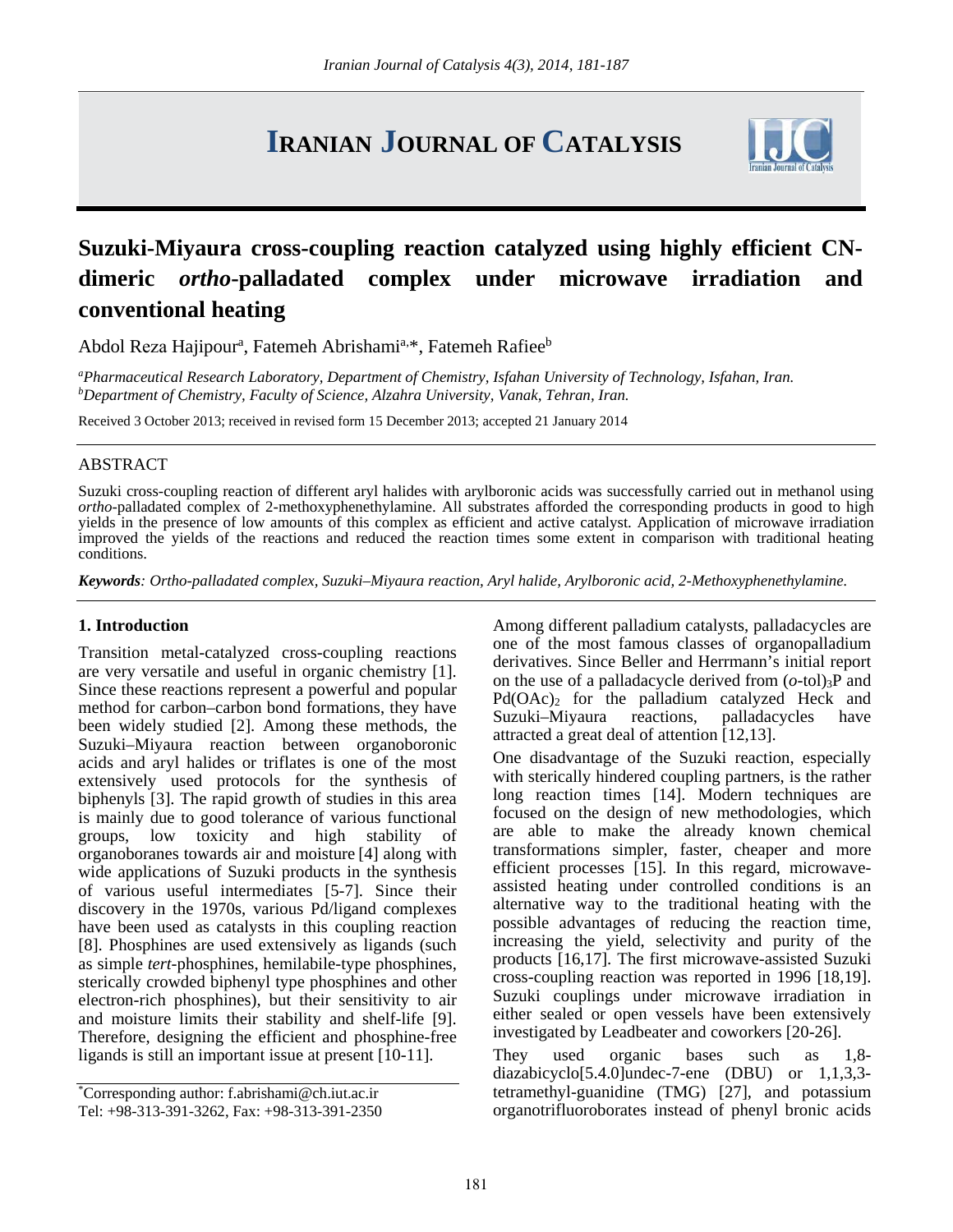# Iranian Journal of Catalysis

## Suzuki-Miyaura cross-coupling reaction catalyzed using highly efficient CN-dimeric *ortho*-palladated complex under microwave irradiation and conventional heating

Abdol Reza Hajipour[a], Fatemeh Abrishami[a,*], Fatemeh Rafiee[b]

[a] *Pharmaceutical Research Laboratory, Department of Chemistry, Isfahan University of Technology, Isfahan, Iran.*
[b] *Department of Chemistry, Faculty of Science, Alzahra University, Vanak, Tehran, Iran.*

Received 3 October 2013; received in revised form 15 December 2013; accepted 21 January 2014

### ABSTRACT

Suzuki cross-coupling reaction of different aryl halides with arylboronic acids was successfully carried out in methanol using *ortho*-palladated complex of 2-methoxyphenethylamine. All substrates afforded the corresponding products in good to high yields in the presence of low amounts of this complex as efficient and active catalyst. Application of microwave irradiation improved the yields of the reactions and reduced the reaction times some extent in comparison with traditional heating conditions.

***Keywords**: Ortho-palladated complex, Suzuki–Miyaura reaction, Aryl halide, Arylboronic acid, 2-Methoxyphenethylamine.*

### 1. Introduction

Transition metal-catalyzed cross-coupling reactions are very versatile and useful in organic chemistry [1]. Since these reactions represent a powerful and popular method for carbon–carbon bond formations, they have been widely studied [2]. Among these methods, the Suzuki–Miyaura reaction between organoboronic acids and aryl halides or triflates is one of the most extensively used protocols for the synthesis of biphenyls [3]. The rapid growth of studies in this area is mainly due to good tolerance of various functional groups, low toxicity and high stability of organoboranes towards air and moisture [4] along with wide applications of Suzuki products in the synthesis of various useful intermediates [5-7]. Since their discovery in the 1970s, various Pd/ligand complexes have been used as catalysts in this coupling reaction [8]. Phosphines are used extensively as ligands (such as simple *tert*-phosphines, hemilabile-type phosphines, sterically crowded biphenyl type phosphines and other electron-rich phosphines), but their sensitivity to air and moisture limits their stability and shelf-life [9]. Therefore, designing the efficient and phosphine-free ligands is still an important issue at present [10-11].

Among different palladium catalysts, palladacycles are one of the most famous classes of organopalladium derivatives. Since Beller and Herrmann's initial report on the use of a palladacycle derived from $(o\text{-tol})_3P$ and $Pd(OAc)_2$ for the palladium catalyzed Heck and Suzuki–Miyaura reactions, palladacycles have attracted a great deal of attention [12,13].

One disadvantage of the Suzuki reaction, especially with sterically hindered coupling partners, is the rather long reaction times [14]. Modern techniques are focused on the design of new methodologies, which are able to make the already known chemical transformations simpler, faster, cheaper and more efficient processes [15]. In this regard, microwave-assisted heating under controlled conditions is an alternative way to the traditional heating with the possible advantages of reducing the reaction time, increasing the yield, selectivity and purity of the products [16,17]. The first microwave-assisted Suzuki cross-coupling reaction was reported in 1996 [18,19]. Suzuki couplings under microwave irradiation in either sealed or open vessels have been extensively investigated by Leadbeater and coworkers [20-26].

They used organic bases such as 1,8-diazabicyclo[5.4.0]undec-7-ene (DBU) or 1,1,3,3-tetramethyl-guanidine (TMG) [27], and potassium organotrifluoroborates instead of phenyl bronic acids

---

*Corresponding author: f.abrishami@ch.iut.ac.ir
Tel: +98-313-391-3262, Fax: +98-313-391-2350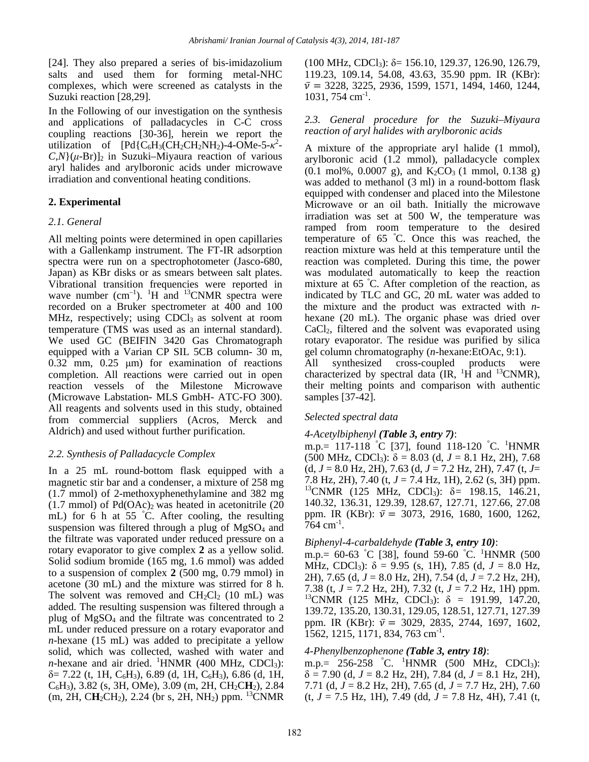[24]. They also prepared a series of bis-imidazolium salts and used them for forming metal-NHC complexes, which were screened as catalysts in the Suzuki reaction [28,29].

In the Following of our investigation on the synthesis and applications of palladacycles in C-C cross coupling reactions [30-36], herein we report the utilization of $[Pd\{C_6H_3(CH_2CH_2NH_2)\text{-4-OMe-5-}\kappa^2\text{-}C,N\}(\mu\text{-Br})]_2$ in Suzuki–Miyaura reaction of various aryl halides and arylboronic acids under microwave irradiation and conventional heating conditions.

## 2. Experimental

### *2.1. General*

All melting points were determined in open capillaries with a Gallenkamp instrument. The FT-IR adsorption spectra were run on a spectrophotometer (Jasco-680, Japan) as KBr disks or as smears between salt plates. Vibrational transition frequencies were reported in wave number ($cm^{-1}$). $^1$H and $^{13}$CNMR spectra were recorded on a Bruker spectrometer at 400 and 100 MHz, respectively; using $CDCl_3$ as solvent at room temperature (TMS was used as an internal standard). We used GC (BEIFIN 3420 Gas Chromatograph equipped with a Varian CP SIL 5CB column- 30 m, 0.32 mm, 0.25 μm) for examination of reactions completion. All reactions were carried out in open reaction vessels of the Milestone Microwave (Microwave Labstation- MLS GmbH- ATC-FO 300). All reagents and solvents used in this study, obtained from commercial suppliers (Acros, Merck and Aldrich) and used without further purification.

### *2.2. Synthesis of Palladacycle Complex*

In a 25 mL round-bottom flask equipped with a magnetic stir bar and a condenser, a mixture of 258 mg (1.7 mmol) of 2-methoxyphenethylamine and 382 mg (1.7 mmol) of $Pd(OAc)_2$ was heated in acetonitrile (20 mL) for 6 h at 55 °C. After cooling, the resulting suspension was filtered through a plug of $MgSO_4$ and the filtrate was vaporated under reduced pressure on a rotary evaporator to give complex **2** as a yellow solid. Solid sodium bromide (165 mg, 1.6 mmol) was added to a suspension of complex **2** (500 mg, 0.79 mmol) in acetone (30 mL) and the mixture was stirred for 8 h. The solvent was removed and $CH_2Cl_2$ (10 mL) was added. The resulting suspension was filtered through a plug of $MgSO_4$ and the filtrate was concentrated to 2 mL under reduced pressure on a rotary evaporator and *n*-hexane (15 mL) was added to precipitate a yellow solid, which was collected, washed with water and *n*-hexane and air dried. $^1$HNMR (400 MHz, $CDCl_3$): δ= 7.22 (t, 1H, $C_6H_3$), 6.89 (d, 1H, $C_6H_3$), 6.86 (d, 1H, $C_6H_3$), 3.82 (s, 3H, OMe), 3.09 (m, 2H, $CH_2C\mathbf{H}_2$), 2.84 (m, 2H, $C\mathbf{H}_2CH_2$), 2.24 (br s, 2H, $NH_2$) ppm. $^{13}$CNMR (100 MHz, $CDCl_3$): δ= 156.10, 129.37, 126.90, 126.79, 119.23, 109.14, 54.08, 43.63, 35.90 ppm. IR (KBr): $\bar{\nu}$ = 3228, 3225, 2936, 1599, 1571, 1494, 1460, 1244, 1031, 754 $cm^{-1}$.

### *2.3. General procedure for the Suzuki–Miyaura reaction of aryl halides with arylboronic acids*

A mixture of the appropriate aryl halide (1 mmol), arylboronic acid (1.2 mmol), palladacycle complex (0.1 mol%, 0.0007 g), and $K_2CO_3$ (1 mmol, 0.138 g) was added to methanol (3 ml) in a round-bottom flask equipped with condenser and placed into the Milestone Microwave or an oil bath. Initially the microwave irradiation was set at 500 W, the temperature was ramped from room temperature to the desired temperature of 65 °C. Once this was reached, the reaction mixture was held at this temperature until the reaction was completed. During this time, the power was modulated automatically to keep the reaction mixture at 65 °C. After completion of the reaction, as indicated by TLC and GC, 20 mL water was added to the mixture and the product was extracted with *n*-hexane (20 mL). The organic phase was dried over $CaCl_2$, filtered and the solvent was evaporated using rotary evaporator. The residue was purified by silica gel column chromatography (*n*-hexane:EtOAc, 9:1).

All synthesized cross-coupled products were characterized by spectral data (IR, $^1$H and $^{13}$CNMR), their melting points and comparison with authentic samples [37-42].

*Selected spectral data*

*4-Acetylbiphenyl* ***(Table 3, entry 7)***:
m.p.= 117-118 °C [37], found 118-120 °C. $^1$HNMR (500 MHz, $CDCl_3$): δ = 8.03 (d, *J* = 8.1 Hz, 2H), 7.68 (d, *J* = 8.0 Hz, 2H), 7.63 (d, *J* = 7.2 Hz, 2H), 7.47 (t, *J*= 7.8 Hz, 2H), 7.40 (t, *J* = 7.4 Hz, 1H), 2.62 (s, 3H) ppm. $^{13}$CNMR (125 MHz, $CDCl_3$): δ= 198.15, 146.21, 140.32, 136.31, 129.39, 128.67, 127.71, 127.66, 27.08 ppm. IR (KBr): $\bar{\nu}$ = 3073, 2916, 1680, 1600, 1262, 764 $cm^{-1}$.

*Biphenyl-4-carbaldehyde* ***(Table 3, entry 10)***:
m.p.= 60-63 °C [38], found 59-60 °C. $^1$HNMR (500 MHz, $CDCl_3$): δ = 9.95 (s, 1H), 7.85 (d, *J* = 8.0 Hz, 2H), 7.65 (d, *J* = 8.0 Hz, 2H), 7.54 (d, *J* = 7.2 Hz, 2H), 7.38 (t, *J* = 7.2 Hz, 2H), 7.32 (t, *J* = 7.2 Hz, 1H) ppm. $^{13}$CNMR (125 MHz, $CDCl_3$): δ = 191.99, 147.20, 139.72, 135.20, 130.31, 129.05, 128.51, 127.71, 127.39 ppm. IR (KBr): $\bar{\nu}$ = 3029, 2835, 2744, 1697, 1602, 1562, 1215, 1171, 834, 763 $cm^{-1}$.

*4-Phenylbenzophenone* ***(Table 3, entry 18)***:
m.p.= 256-258 °C. $^1$HNMR (500 MHz, $CDCl_3$): δ = 7.90 (d, *J* = 8.2 Hz, 2H), 7.84 (d, *J* = 8.1 Hz, 2H), 7.71 (d, *J* = 8.2 Hz, 2H), 7.65 (d, *J* = 7.7 Hz, 2H), 7.60 (t, *J* = 7.5 Hz, 1H), 7.49 (dd, *J* = 7.8 Hz, 4H), 7.41 (t,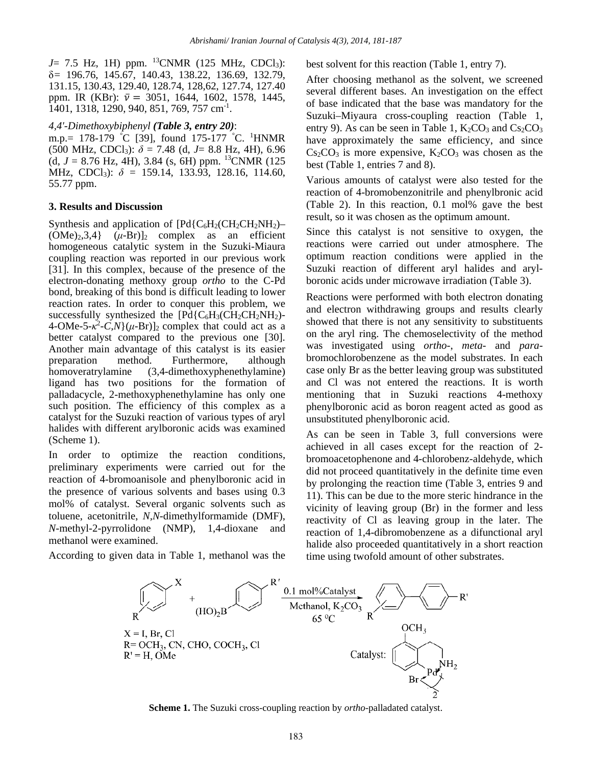$J$= 7.5 Hz, 1H) ppm. [13]CNMR (125 MHz, $CDCl_3$): $\delta$= 196.76, 145.67, 140.43, 138.22, 136.69, 132.79, 131.15, 130.43, 129.40, 128.74, 128,62, 127.74, 127.40 ppm. IR (KBr): $\bar{\nu}$ = 3051, 1644, 1602, 1578, 1445, 1401, 1318, 1290, 940, 851, 769, 757 $cm^{-1}$.

*4,4'-Dimethoxybiphenyl* ***(Table 3, entry 20)***:
m.p.= 178-179 °C [39], found 175-177 °C. [1]HNMR (500 MHz, $CDCl_3$): $\delta$ = 7.48 (d, $J$= 8.8 Hz, 4H), 6.96 (d, $J$ = 8.76 Hz, 4H), 3.84 (s, 6H) ppm. [13]CNMR (125 MHz, $CDCl_3$): $\delta$ = 159.14, 133.93, 128.16, 114.60, 55.77 ppm.

## 3. Results and Discussion

Synthesis and application of $[Pd\{C_6H_2(CH_2CH_2NH_2)\text{–}(OMe)_2,3,4\}(\mu\text{-Br})]_2$ complex as an efficient homogeneous catalytic system in the Suzuki-Miaura coupling reaction was reported in our previous work [31]. In this complex, because of the presence of the electron-donating methoxy group *ortho* to the C-Pd bond, breaking of this bond is difficult leading to lower reaction rates. In order to conquer this problem, we successfully synthesized the $[Pd\{C_6H_3(CH_2CH_2NH_2)\text{-}4\text{-}OMe\text{-}5\text{-}\kappa^2\text{-}C,N\}(\mu\text{-Br})]_2$ complex that could act as a better catalyst compared to the previous one [30]. Another main advantage of this catalyst is its easier preparation method. Furthermore, although homoveratrylamine (3,4-dimethoxyphenethylamine) ligand has two positions for the formation of palladacycle, 2-methoxyphenethylamine has only one such position. The efficiency of this complex as a catalyst for the Suzuki reaction of various types of aryl halides with different arylboronic acids was examined (Scheme 1).

In order to optimize the reaction conditions, preliminary experiments were carried out for the reaction of 4-bromoanisole and phenylboronic acid in the presence of various solvents and bases using 0.3 mol% of catalyst. Several organic solvents such as toluene, acetonitrile, *N,N*-dimethylformamide (DMF), *N*-methyl-2-pyrrolidone (NMP), 1,4-dioxane and methanol were examined.

According to given data in Table 1, methanol was the best solvent for this reaction (Table 1, entry 7).

After choosing methanol as the solvent, we screened several different bases. An investigation on the effect of base indicated that the base was mandatory for the Suzuki–Miyaura cross-coupling reaction (Table 1, entry 9). As can be seen in Table 1, $K_2CO_3$ and $Cs_2CO_3$ have approximately the same efficiency, and since $Cs_2CO_3$ is more expensive, $K_2CO_3$ was chosen as the best (Table 1, entries 7 and 8).

Various amounts of catalyst were also tested for the reaction of 4-bromobenzonitrile and phenylbronic acid (Table 2). In this reaction, 0.1 mol% gave the best result, so it was chosen as the optimum amount.

Since this catalyst is not sensitive to oxygen, the reactions were carried out under atmosphere. The optimum reaction conditions were applied in the Suzuki reaction of different aryl halides and aryl-boronic acids under microwave irradiation (Table 3).

Reactions were performed with both electron donating and electron withdrawing groups and results clearly showed that there is not any sensitivity to substituents on the aryl ring. The chemoselectivity of the method was investigated using *ortho*-, *meta*- and *para*-bromochlorobenzene as the model substrates. In each case only Br as the better leaving group was substituted and Cl was not entered the reactions. It is worth mentioning that in Suzuki reactions 4-methoxy phenylboronic acid as boron reagent acted as good as unsubstituted phenylboronic acid.

As can be seen in Table 3, full conversions were achieved in all cases except for the reaction of 2-bromoacetophenone and 4-chlorobenz-aldehyde, which did not proceed quantitatively in the definite time even by prolonging the reaction time (Table 3, entries 9 and 11). This can be due to the more steric hindrance in the vicinity of leaving group (Br) in the former and less reactivity of Cl as leaving group in the later. The reaction of 1,4-dibromobenzene as a difunctional aryl halide also proceeded quantitatively in a short reaction time using twofold amount of other substrates.

X = I, Br, Cl
R= $OCH_3$, CN, CHO, $COCH_3$, Cl
R' = H, OMe

0.1 mol%Catalyst, Methanol, $K_2CO_3$, 65 °C

**Scheme 1.** The Suzuki cross-coupling reaction by *ortho*-palladated catalyst.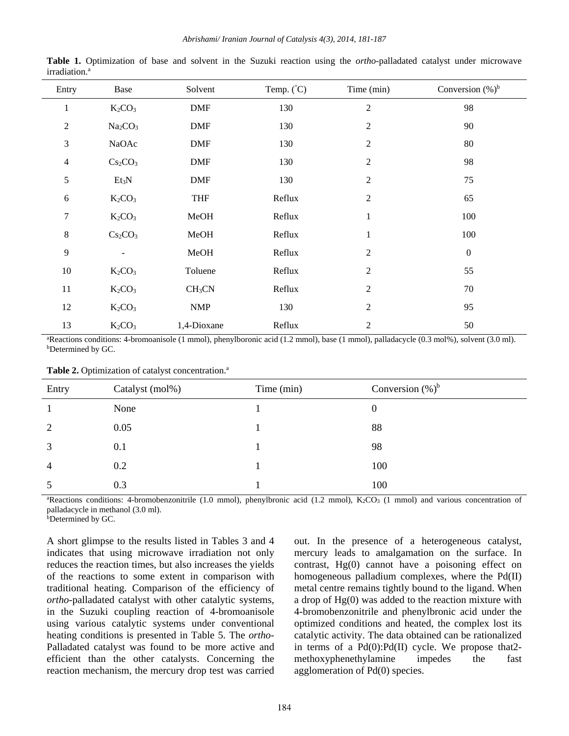**Table 1.** Optimization of base and solvent in the Suzuki reaction using the *ortho*-palladated catalyst under microwave irradiation.[a]

| Entry | Base | Solvent | Temp. (°C) | Time (min) | Conversion (%)[b] |
|---|---|---|---|---|---|
| 1 | $K_2CO_3$ | DMF | 130 | 2 | 98 |
| 2 | $Na_2CO_3$ | DMF | 130 | 2 | 90 |
| 3 | NaOAc | DMF | 130 | 2 | 80 |
| 4 | $Cs_2CO_3$ | DMF | 130 | 2 | 98 |
| 5 | $Et_3N$ | DMF | 130 | 2 | 75 |
| 6 | $K_2CO_3$ | THF | Reflux | 2 | 65 |
| 7 | $K_2CO_3$ | MeOH | Reflux | 1 | 100 |
| 8 | $Cs_2CO_3$ | MeOH | Reflux | 1 | 100 |
| 9 | - | MeOH | Reflux | 2 | 0 |
| 10 | $K_2CO_3$ | Toluene | Reflux | 2 | 55 |
| 11 | $K_2CO_3$ | $CH_3CN$ | Reflux | 2 | 70 |
| 12 | $K_2CO_3$ | NMP | 130 | 2 | 95 |
| 13 | $K_2CO_3$ | 1,4-Dioxane | Reflux | 2 | 50 |

[a]Reactions conditions: 4-bromoanisole (1 mmol), phenylboronic acid (1.2 mmol), base (1 mmol), palladacycle (0.3 mol%), solvent (3.0 ml).
[b]Determined by GC.

**Table 2.** Optimization of catalyst concentration.[a]

| Entry | Catalyst (mol%) | Time (min) | Conversion (%)[b] |
|---|---|---|---|
| 1 | None | 1 | 0 |
| 2 | 0.05 | 1 | 88 |
| 3 | 0.1 | 1 | 98 |
| 4 | 0.2 | 1 | 100 |
| 5 | 0.3 | 1 | 100 |

[a]Reactions conditions: 4-bromobenzonitrile (1.0 mmol), phenylbronic acid (1.2 mmol), $K_2CO_3$ (1 mmol) and various concentration of palladacycle in methanol (3.0 ml).
[b]Determined by GC.

A short glimpse to the results listed in Tables 3 and 4 indicates that using microwave irradiation not only reduces the reaction times, but also increases the yields of the reactions to some extent in comparison with traditional heating. Comparison of the efficiency of *ortho*-palladated catalyst with other catalytic systems, in the Suzuki coupling reaction of 4-bromoanisole using various catalytic systems under conventional heating conditions is presented in Table 5. The *ortho*-Palladated catalyst was found to be more active and efficient than the other catalysts. Concerning the reaction mechanism, the mercury drop test was carried out. In the presence of a heterogeneous catalyst, mercury leads to amalgamation on the surface. In contrast, Hg(0) cannot have a poisoning effect on homogeneous palladium complexes, where the Pd(II) metal centre remains tightly bound to the ligand. When a drop of Hg(0) was added to the reaction mixture with 4-bromobenzonitrile and phenylbronic acid under the optimized conditions and heated, the complex lost its catalytic activity. The data obtained can be rationalized in terms of a Pd(0):Pd(II) cycle. We propose that2-methoxyphenethylamine impedes the fast agglomeration of Pd(0) species.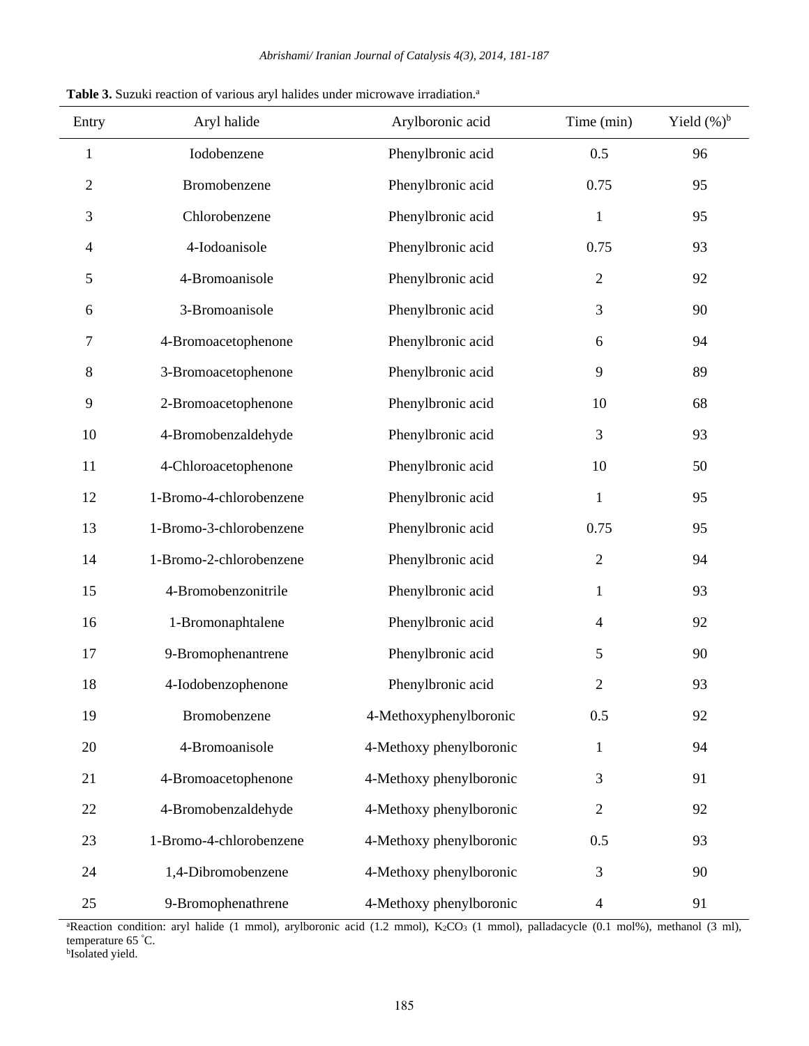**Table 3.** Suzuki reaction of various aryl halides under microwave irradiation.[a]

| Entry | Aryl halide | Arylboronic acid | Time (min) | Yield (%)[b] |
|---|---|---|---|---|
| 1 | Iodobenzene | Phenylbronic acid | 0.5 | 96 |
| 2 | Bromobenzene | Phenylbronic acid | 0.75 | 95 |
| 3 | Chlorobenzene | Phenylbronic acid | 1 | 95 |
| 4 | 4-Iodoanisole | Phenylbronic acid | 0.75 | 93 |
| 5 | 4-Bromoanisole | Phenylbronic acid | 2 | 92 |
| 6 | 3-Bromoanisole | Phenylbronic acid | 3 | 90 |
| 7 | 4-Bromoacetophenone | Phenylbronic acid | 6 | 94 |
| 8 | 3-Bromoacetophenone | Phenylbronic acid | 9 | 89 |
| 9 | 2-Bromoacetophenone | Phenylbronic acid | 10 | 68 |
| 10 | 4-Bromobenzaldehyde | Phenylbronic acid | 3 | 93 |
| 11 | 4-Chloroacetophenone | Phenylbronic acid | 10 | 50 |
| 12 | 1-Bromo-4-chlorobenzene | Phenylbronic acid | 1 | 95 |
| 13 | 1-Bromo-3-chlorobenzene | Phenylbronic acid | 0.75 | 95 |
| 14 | 1-Bromo-2-chlorobenzene | Phenylbronic acid | 2 | 94 |
| 15 | 4-Bromobenzonitrile | Phenylbronic acid | 1 | 93 |
| 16 | 1-Bromonaphtalene | Phenylbronic acid | 4 | 92 |
| 17 | 9-Bromophenantrene | Phenylbronic acid | 5 | 90 |
| 18 | 4-Iodobenzophenone | Phenylbronic acid | 2 | 93 |
| 19 | Bromobenzene | 4-Methoxyphenylboronic | 0.5 | 92 |
| 20 | 4-Bromoanisole | 4-Methoxy phenylboronic | 1 | 94 |
| 21 | 4-Bromoacetophenone | 4-Methoxy phenylboronic | 3 | 91 |
| 22 | 4-Bromobenzaldehyde | 4-Methoxy phenylboronic | 2 | 92 |
| 23 | 1-Bromo-4-chlorobenzene | 4-Methoxy phenylboronic | 0.5 | 93 |
| 24 | 1,4-Dibromobenzene | 4-Methoxy phenylboronic | 3 | 90 |
| 25 | 9-Bromophenathrene | 4-Methoxy phenylboronic | 4 | 91 |

[a]Reaction condition: aryl halide (1 mmol), arylboronic acid (1.2 mmol), $K_2CO_3$ (1 mmol), palladacycle (0.1 mol%), methanol (3 ml), temperature 65 °C.
[b]Isolated yield.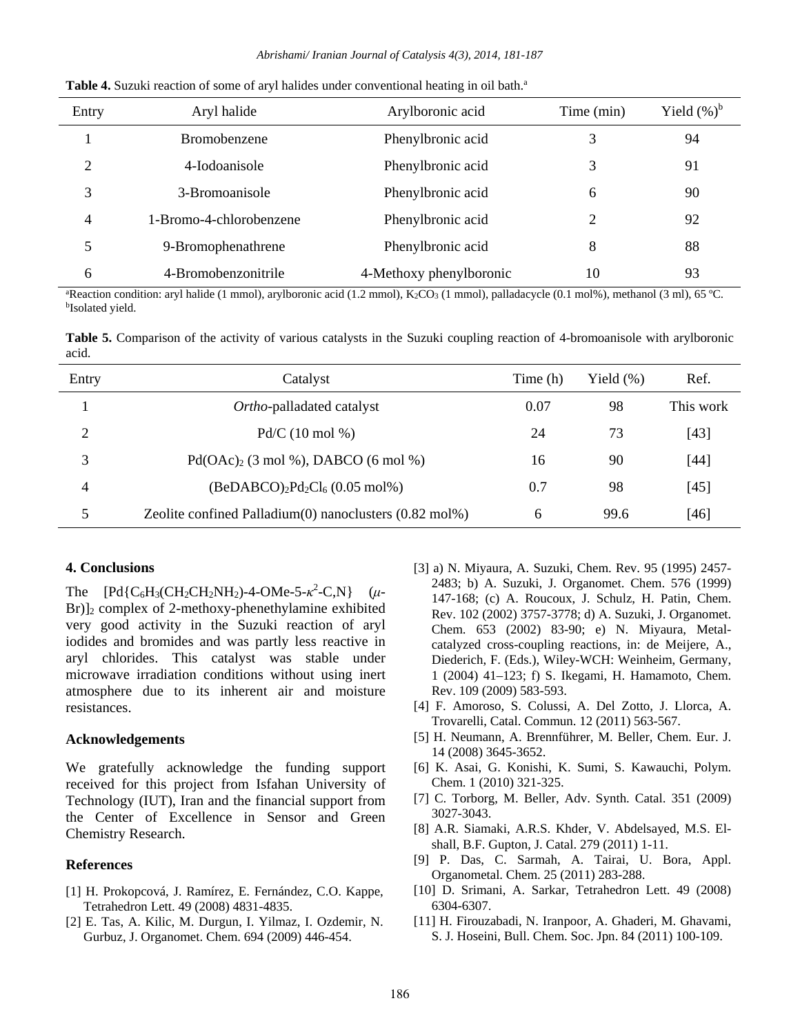**Table 4.** Suzuki reaction of some of aryl halides under conventional heating in oil bath.[a]

| Entry | Aryl halide | Arylboronic acid | Time (min) | Yield (%)[b] |
|---|---|---|---|---|
| 1 | Bromobenzene | Phenylbronic acid | 3 | 94 |
| 2 | 4-Iodoanisole | Phenylbronic acid | 3 | 91 |
| 3 | 3-Bromoanisole | Phenylbronic acid | 6 | 90 |
| 4 | 1-Bromo-4-chlorobenzene | Phenylbronic acid | 2 | 92 |
| 5 | 9-Bromophenathrene | Phenylbronic acid | 8 | 88 |
| 6 | 4-Bromobenzonitrile | 4-Methoxy phenylboronic | 10 | 93 |

[a]Reaction condition: aryl halide (1 mmol), arylboronic acid (1.2 mmol), $K_2CO_3$ (1 mmol), palladacycle (0.1 mol%), methanol (3 ml), 65 ºC.
[b]Isolated yield.

**Table 5.** Comparison of the activity of various catalysts in the Suzuki coupling reaction of 4-bromoanisole with arylboronic acid.

| Entry | Catalyst | Time (h) | Yield (%) | Ref. |
|---|---|---|---|---|
| 1 | *Ortho*-palladated catalyst | 0.07 | 98 | This work |
| 2 | Pd/C (10 mol %) | 24 | 73 | [43] |
| 3 | $Pd(OAc)_2$ (3 mol %), DABCO (6 mol %) | 16 | 90 | [44] |
| 4 | $(BeDABCO)_2Pd_2Cl_6$ (0.05 mol%) | 0.7 | 98 | [45] |
| 5 | Zeolite confined Palladium(0) nanoclusters (0.82 mol%) | 6 | 99.6 | [46] |

## 4. Conclusions

The $[Pd\{C_6H_3(CH_2CH_2NH_2)\text{-}4\text{-}OMe\text{-}5\text{-}\kappa^2\text{-}C,N\}(\mu\text{-}Br)]_2$ complex of 2-methoxy-phenethylamine exhibited very good activity in the Suzuki reaction of aryl iodides and bromides and was partly less reactive in aryl chlorides. This catalyst was stable under microwave irradiation conditions without using inert atmosphere due to its inherent air and moisture resistances.

## Acknowledgements

We gratefully acknowledge the funding support received for this project from Isfahan University of Technology (IUT), Iran and the financial support from the Center of Excellence in Sensor and Green Chemistry Research.

## References

[1] H. Prokopcová, J. Ramírez, E. Fernández, C.O. Kappe, Tetrahedron Lett. 49 (2008) 4831-4835.

[2] E. Tas, A. Kilic, M. Durgun, I. Yilmaz, I. Ozdemir, N. Gurbuz, J. Organomet. Chem. 694 (2009) 446-454.

[3] a) N. Miyaura, A. Suzuki, Chem. Rev. 95 (1995) 2457-2483; b) A. Suzuki, J. Organomet. Chem. 576 (1999) 147-168; (c) A. Roucoux, J. Schulz, H. Patin, Chem. Rev. 102 (2002) 3757-3778; d) A. Suzuki, J. Organomet. Chem. 653 (2002) 83-90; e) N. Miyaura, Metal-catalyzed cross-coupling reactions, in: de Meijere, A., Diederich, F. (Eds.), Wiley-WCH: Weinheim, Germany, 1 (2004) 41–123; f) S. Ikegami, H. Hamamoto, Chem. Rev. 109 (2009) 583-593.

[4] F. Amoroso, S. Colussi, A. Del Zotto, J. Llorca, A. Trovarelli, Catal. Commun. 12 (2011) 563-567.

[5] H. Neumann, A. Brennführer, M. Beller, Chem. Eur. J. 14 (2008) 3645-3652.

[6] K. Asai, G. Konishi, K. Sumi, S. Kawauchi, Polym. Chem. 1 (2010) 321-325.

[7] C. Torborg, M. Beller, Adv. Synth. Catal. 351 (2009) 3027-3043.

[8] A.R. Siamaki, A.R.S. Khder, V. Abdelsayed, M.S. El-shall, B.F. Gupton, J. Catal. 279 (2011) 1-11.

[9] P. Das, C. Sarmah, A. Tairai, U. Bora, Appl. Organometal. Chem. 25 (2011) 283-288.

[10] D. Srimani, A. Sarkar, Tetrahedron Lett. 49 (2008) 6304-6307.

[11] H. Firouzabadi, N. Iranpoor, A. Ghaderi, M. Ghavami, S. J. Hoseini, Bull. Chem. Soc. Jpn. 84 (2011) 100-109.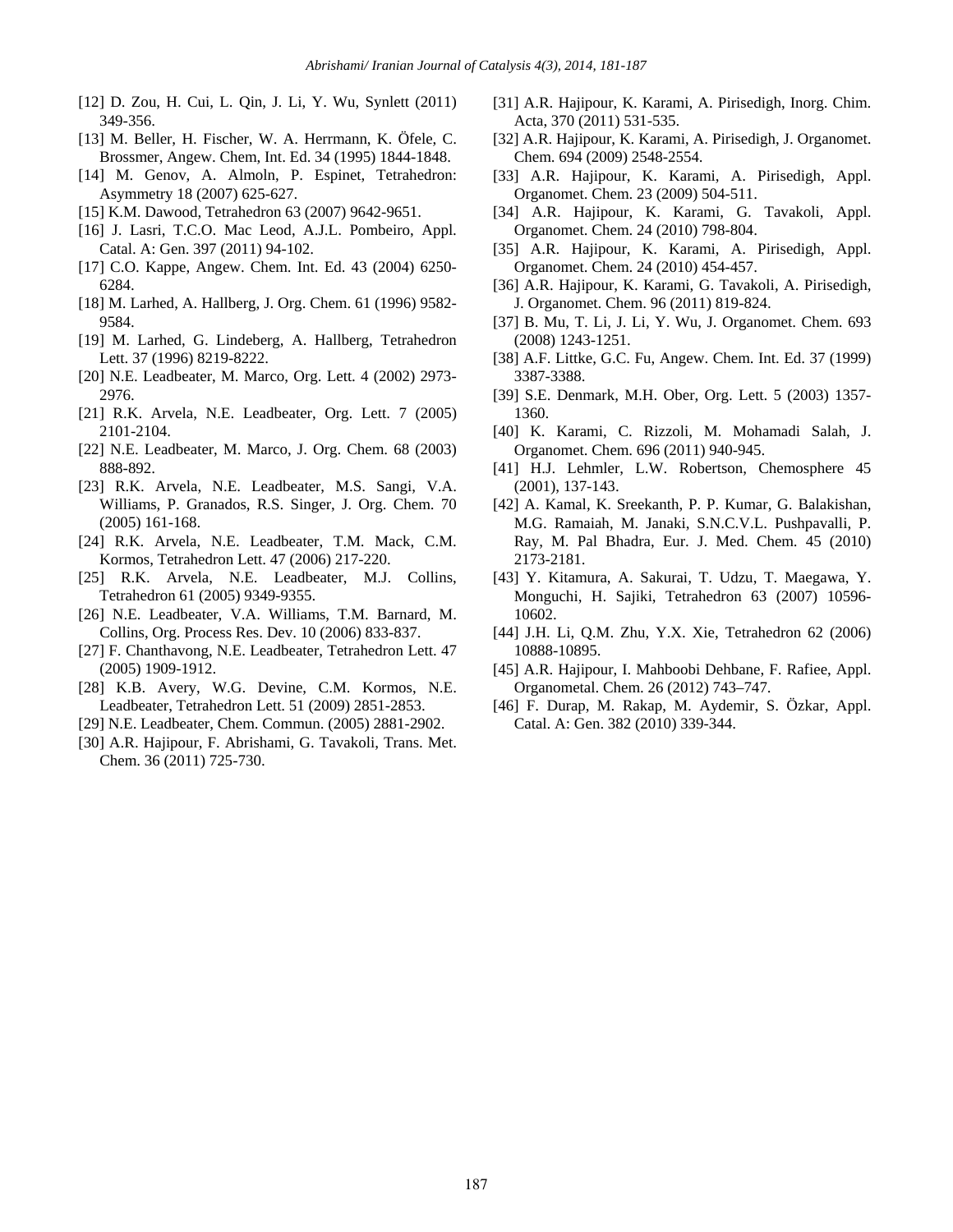[12] D. Zou, H. Cui, L. Qin, J. Li, Y. Wu, Synlett (2011) 349-356.

[13] M. Beller, H. Fischer, W. A. Herrmann, K. Öfele, C. Brossmer, Angew. Chem, Int. Ed. 34 (1995) 1844-1848.

[14] M. Genov, A. Almoln, P. Espinet, Tetrahedron: Asymmetry 18 (2007) 625-627.

[15] K.M. Dawood, Tetrahedron 63 (2007) 9642-9651.

[16] J. Lasri, T.C.O. Mac Leod, A.J.L. Pombeiro, Appl. Catal. A: Gen. 397 (2011) 94-102.

[17] C.O. Kappe, Angew. Chem. Int. Ed. 43 (2004) 6250-6284.

[18] M. Larhed, A. Hallberg, J. Org. Chem. 61 (1996) 9582-9584.

[19] M. Larhed, G. Lindeberg, A. Hallberg, Tetrahedron Lett. 37 (1996) 8219-8222.

[20] N.E. Leadbeater, M. Marco, Org. Lett. 4 (2002) 2973-2976.

[21] R.K. Arvela, N.E. Leadbeater, Org. Lett. 7 (2005) 2101-2104.

[22] N.E. Leadbeater, M. Marco, J. Org. Chem. 68 (2003) 888-892.

[23] R.K. Arvela, N.E. Leadbeater, M.S. Sangi, V.A. Williams, P. Granados, R.S. Singer, J. Org. Chem. 70 (2005) 161-168.

[24] R.K. Arvela, N.E. Leadbeater, T.M. Mack, C.M. Kormos, Tetrahedron Lett. 47 (2006) 217-220.

[25] R.K. Arvela, N.E. Leadbeater, M.J. Collins, Tetrahedron 61 (2005) 9349-9355.

[26] N.E. Leadbeater, V.A. Williams, T.M. Barnard, M. Collins, Org. Process Res. Dev. 10 (2006) 833-837.

[27] F. Chanthavong, N.E. Leadbeater, Tetrahedron Lett. 47 (2005) 1909-1912.

[28] K.B. Avery, W.G. Devine, C.M. Kormos, N.E. Leadbeater, Tetrahedron Lett. 51 (2009) 2851-2853.

[29] N.E. Leadbeater, Chem. Commun. (2005) 2881-2902.

[30] A.R. Hajipour, F. Abrishami, G. Tavakoli, Trans. Met. Chem. 36 (2011) 725-730.

[31] A.R. Hajipour, K. Karami, A. Pirisedigh, Inorg. Chim. Acta, 370 (2011) 531-535.

[32] A.R. Hajipour, K. Karami, A. Pirisedigh, J. Organomet. Chem. 694 (2009) 2548-2554.

[33] A.R. Hajipour, K. Karami, A. Pirisedigh, Appl. Organomet. Chem. 23 (2009) 504-511.

[34] A.R. Hajipour, K. Karami, G. Tavakoli, Appl. Organomet. Chem. 24 (2010) 798-804.

[35] A.R. Hajipour, K. Karami, A. Pirisedigh, Appl. Organomet. Chem. 24 (2010) 454-457.

[36] A.R. Hajipour, K. Karami, G. Tavakoli, A. Pirisedigh, J. Organomet. Chem. 96 (2011) 819-824.

[37] B. Mu, T. Li, J. Li, Y. Wu, J. Organomet. Chem. 693 (2008) 1243-1251.

[38] A.F. Littke, G.C. Fu, Angew. Chem. Int. Ed. 37 (1999) 3387-3388.

[39] S.E. Denmark, M.H. Ober, Org. Lett. 5 (2003) 1357-1360.

[40] K. Karami, C. Rizzoli, M. Mohamadi Salah, J. Organomet. Chem. 696 (2011) 940-945.

[41] H.J. Lehmler, L.W. Robertson, Chemosphere 45 (2001), 137-143.

[42] A. Kamal, K. Sreekanth, P. P. Kumar, G. Balakishan, M.G. Ramaiah, M. Janaki, S.N.C.V.L. Pushpavalli, P. Ray, M. Pal Bhadra, Eur. J. Med. Chem. 45 (2010) 2173-2181.

[43] Y. Kitamura, A. Sakurai, T. Udzu, T. Maegawa, Y. Monguchi, H. Sajiki, Tetrahedron 63 (2007) 10596-10602.

[44] J.H. Li, Q.M. Zhu, Y.X. Xie, Tetrahedron 62 (2006) 10888-10895.

[45] A.R. Hajipour, I. Mahboobi Dehbane, F. Rafiee, Appl. Organometal. Chem. 26 (2012) 743–747.

[46] F. Durap, M. Rakap, M. Aydemir, S. Özkar, Appl. Catal. A: Gen. 382 (2010) 339-344.